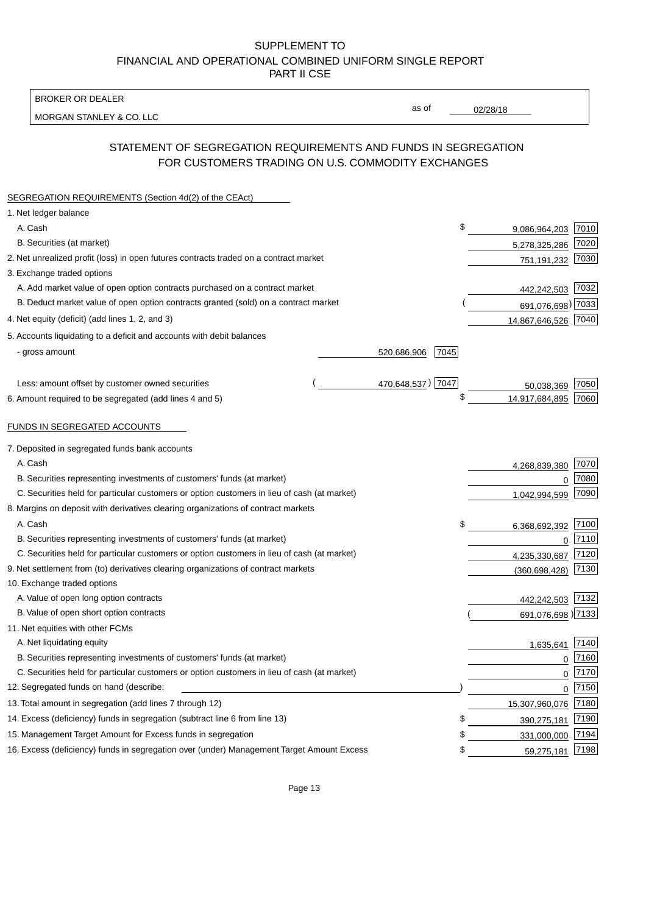SUPPLEMENT TO
FINANCIAL AND OPERATIONAL COMBINED UNIFORM SINGLE REPORT
PART II CSE

BROKER OR DEALER
MORGAN STANLEY & CO. LLC

as of 02/28/18

## STATEMENT OF SEGREGATION REQUIREMENTS AND FUNDS IN SEGREGATION FOR CUSTOMERS TRADING ON U.S. COMMODITY EXCHANGES

| SEGREGATION REQUIREMENTS (Section 4d(2) of the CEAct) | | | | |
|---|---|---|---|---|
| 1. Net ledger balance | | | | |
| A. Cash | | | $ 9,086,964,203 | 7010 |
| B. Securities (at market) | | | 5,278,325,286 | 7020 |
| 2. Net unrealized profit (loss) in open futures contracts traded on a contract market | | | 751,191,232 | 7030 |
| 3. Exchange traded options | | | | |
| A. Add market value of open option contracts purchased on a contract market | | | 442,242,503 | 7032 |
| B. Deduct market value of open option contracts granted (sold) on a contract market | | | (691,076,698) | 7033 |
| 4. Net equity (deficit) (add lines 1, 2, and 3) | | | 14,867,646,526 | 7040 |
| 5. Accounts liquidating to a deficit and accounts with debit balances | | | | |
| - gross amount | 520,686,906 | 7045 | | |
| Less: amount offset by customer owned securities | (470,648,537) | 7047 | 50,038,369 | 7050 |
| 6. Amount required to be segregated (add lines 4 and 5) | | | $ 14,917,684,895 | 7060 |
| FUNDS IN SEGREGATED ACCOUNTS | | | | |
| 7. Deposited in segregated funds bank accounts | | | | |
| A. Cash | | | 4,268,839,380 | 7070 |
| B. Securities representing investments of customers' funds (at market) | | | 0 | 7080 |
| C. Securities held for particular customers or option customers in lieu of cash (at market) | | | 1,042,994,599 | 7090 |
| 8. Margins on deposit with derivatives clearing organizations of contract markets | | | | |
| A. Cash | | | $ 6,368,692,392 | 7100 |
| B. Securities representing investments of customers' funds (at market) | | | 0 | 7110 |
| C. Securities held for particular customers or option customers in lieu of cash (at market) | | | 4,235,330,687 | 7120 |
| 9. Net settlement from (to) derivatives clearing organizations of contract markets | | | (360,698,428) | 7130 |
| 10. Exchange traded options | | | | |
| A. Value of open long option contracts | | | 442,242,503 | 7132 |
| B. Value of open short option contracts | | | (691,076,698) | 7133 |
| 11. Net equities with other FCMs | | | | |
| A. Net liquidating equity | | | 1,635,641 | 7140 |
| B. Securities representing investments of customers' funds (at market) | | | 0 | 7160 |
| C. Securities held for particular customers or option customers in lieu of cash (at market) | | | 0 | 7170 |
| 12. Segregated funds on hand (describe: ) | | | 0 | 7150 |
| 13. Total amount in segregation (add lines 7 through 12) | | | 15,307,960,076 | 7180 |
| 14. Excess (deficiency) funds in segregation (subtract line 6 from line 13) | | | $ 390,275,181 | 7190 |
| 15. Management Target Amount for Excess funds in segregation | | | $ 331,000,000 | 7194 |
| 16. Excess (deficiency) funds in segregation over (under) Management Target Amount Excess | | | $ 59,275,181 | 7198 |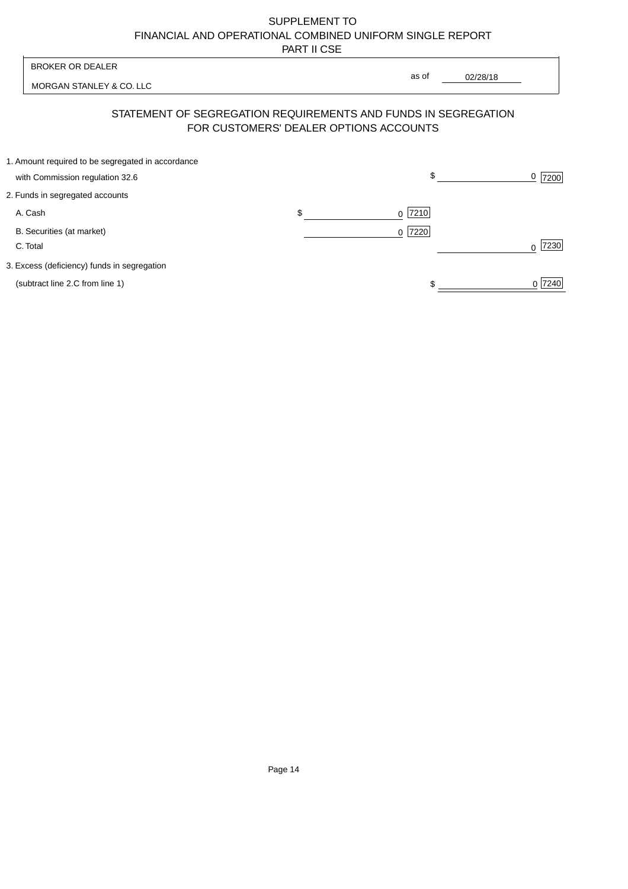SUPPLEMENT TO
FINANCIAL AND OPERATIONAL COMBINED UNIFORM SINGLE REPORT
PART II CSE

| BROKER OR DEALER | |
|---|---|
| MORGAN STANLEY & CO. LLC | as of 02/28/18 |

## STATEMENT OF SEGREGATION REQUIREMENTS AND FUNDS IN SEGREGATION FOR CUSTOMERS' DEALER OPTIONS ACCOUNTS

| | | |
|---|---|---|
| 1. Amount required to be segregated in accordance with Commission regulation 32.6 | | $ 0 [7200] |
| 2. Funds in segregated accounts | | |
| A. Cash | $ 0 [7210] | |
| B. Securities (at market) | 0 [7220] | |
| C. Total | | 0 [7230] |
| 3. Excess (deficiency) funds in segregation (subtract line 2.C from line 1) | | $ 0 [7240] |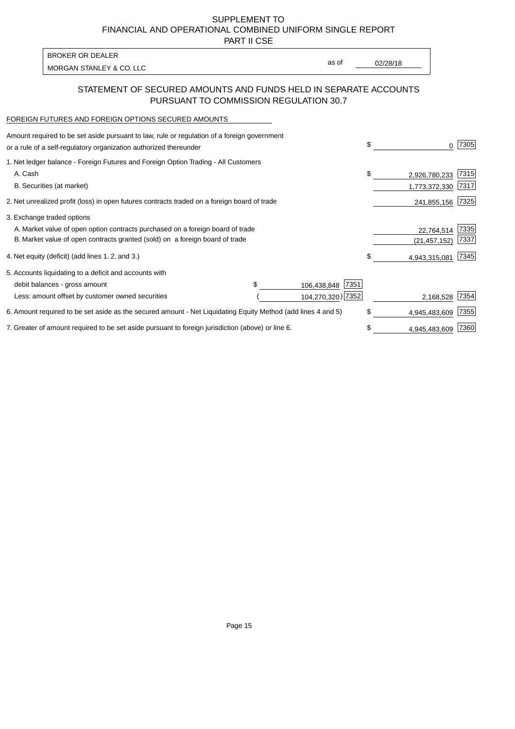SUPPLEMENT TO
FINANCIAL AND OPERATIONAL COMBINED UNIFORM SINGLE REPORT
PART II CSE

BROKER OR DEALER
MORGAN STANLEY & CO. LLC

as of 02/28/18

## STATEMENT OF SECURED AMOUNTS AND FUNDS HELD IN SEPARATE ACCOUNTS PURSUANT TO COMMISSION REGULATION 30.7

FOREIGN FUTURES AND FOREIGN OPTIONS SECURED AMOUNTS

| | | | |
|---|---|---|---|
| Amount required to be set aside pursuant to law, rule or regulation of a foreign government or a rule of a self-regulatory organization authorized thereunder | | $ 0 | 7305 |
| 1. Net ledger balance - Foreign Futures and Foreign Option Trading - All Customers | | | |
| A. Cash | | $ 2,926,780,233 | 7315 |
| B. Securities (at market) | | 1,773,372,330 | 7317 |
| 2. Net unrealized profit (loss) in open futures contracts traded on a foreign board of trade | | 241,855,156 | 7325 |
| 3. Exchange traded options | | | |
| A. Market value of open option contracts purchased on a foreign board of trade | | 22,764,514 | 7335 |
| B. Market value of open contracts granted (sold) on a foreign board of trade | | (21,457,152) | 7337 |
| 4. Net equity (deficit) (add lines 1. 2. and 3.) | | $ 4,943,315,081 | 7345 |
| 5. Accounts liquidating to a deficit and accounts with | | | |
| debit balances - gross amount | $ 106,438,848 7351 | | |
| Less: amount offset by customer owned securities | (104,270,320) 7352 | 2,168,528 | 7354 |
| 6. Amount required to be set aside as the secured amount - Net Liquidating Equity Method (add lines 4 and 5) | | $ 4,945,483,609 | 7355 |
| 7. Greater of amount required to be set aside pursuant to foreign jurisdiction (above) or line 6. | | $ 4,945,483,609 | 7360 |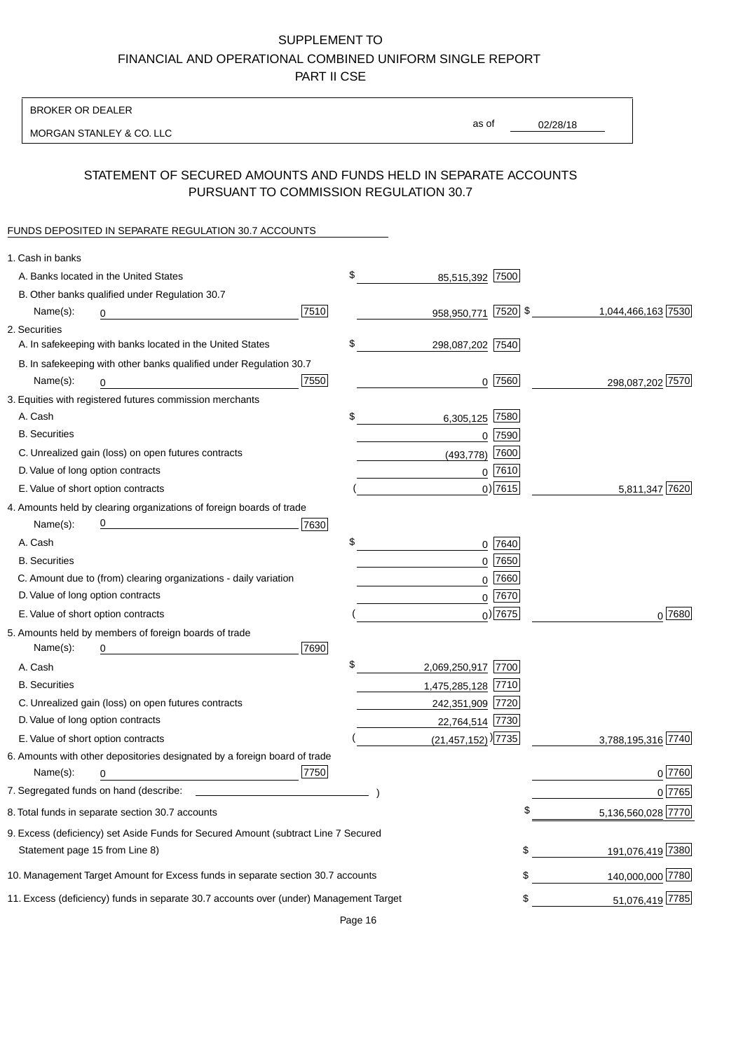SUPPLEMENT TO
FINANCIAL AND OPERATIONAL COMBINED UNIFORM SINGLE REPORT
PART II CSE

BROKER OR DEALER

MORGAN STANLEY & CO. LLC

as of 02/28/18

## STATEMENT OF SECURED AMOUNTS AND FUNDS HELD IN SEPARATE ACCOUNTS PURSUANT TO COMMISSION REGULATION 30.7

FUNDS DEPOSITED IN SEPARATE REGULATION 30.7 ACCOUNTS

| | | | | |
|---|---|---|---|---|
| 1. Cash in banks | | | | |
| A. Banks located in the United States | | $ 85,515,392 [7500] | | |
| B. Other banks qualified under Regulation 30.7 | | | | |
| Name(s): 0 | [7510] | 958,950,771 [7520] | $ | 1,044,466,163 [7530] |
| 2. Securities | | | | |
| A. In safekeeping with banks located in the United States | | $ 298,087,202 [7540] | | |
| B. In safekeeping with other banks qualified under Regulation 30.7 | | | | |
| Name(s): 0 | [7550] | 0 [7560] | | 298,087,202 [7570] |
| 3. Equities with registered futures commission merchants | | | | |
| A. Cash | | $ 6,305,125 [7580] | | |
| B. Securities | | 0 [7590] | | |
| C. Unrealized gain (loss) on open futures contracts | | (493,778) [7600] | | |
| D. Value of long option contracts | | 0 [7610] | | |
| E. Value of short option contracts | | ( 0) [7615] | | 5,811,347 [7620] |
| 4. Amounts held by clearing organizations of foreign boards of trade | | | | |
| Name(s): 0 | [7630] | | | |
| A. Cash | | $ 0 [7640] | | |
| B. Securities | | 0 [7650] | | |
| C. Amount due to (from) clearing organizations - daily variation | | 0 [7660] | | |
| D. Value of long option contracts | | 0 [7670] | | |
| E. Value of short option contracts | | ( 0) [7675] | | 0 [7680] |
| 5. Amounts held by members of foreign boards of trade | | | | |
| Name(s): 0 | [7690] | | | |
| A. Cash | | $ 2,069,250,917 [7700] | | |
| B. Securities | | 1,475,285,128 [7710] | | |
| C. Unrealized gain (loss) on open futures contracts | | 242,351,909 [7720] | | |
| D. Value of long option contracts | | 22,764,514 [7730] | | |
| E. Value of short option contracts | | ( (21,457,152) ) [7735] | | 3,788,195,316 [7740] |
| 6. Amounts with other depositories designated by a foreign board of trade | | | | |
| Name(s): 0 | [7750] | | | 0 [7760] |
| 7. Segregated funds on hand (describe: ) | | | | 0 [7765] |
| 8. Total funds in separate section 30.7 accounts | | | $ | 5,136,560,028 [7770] |
| 9. Excess (deficiency) set Aside Funds for Secured Amount (subtract Line 7 Secured Statement page 15 from Line 8) | | | $ | 191,076,419 [7380] |
| 10. Management Target Amount for Excess funds in separate section 30.7 accounts | | | $ | 140,000,000 [7780] |
| 11. Excess (deficiency) funds in separate 30.7 accounts over (under) Management Target | | | $ | 51,076,419 [7785] |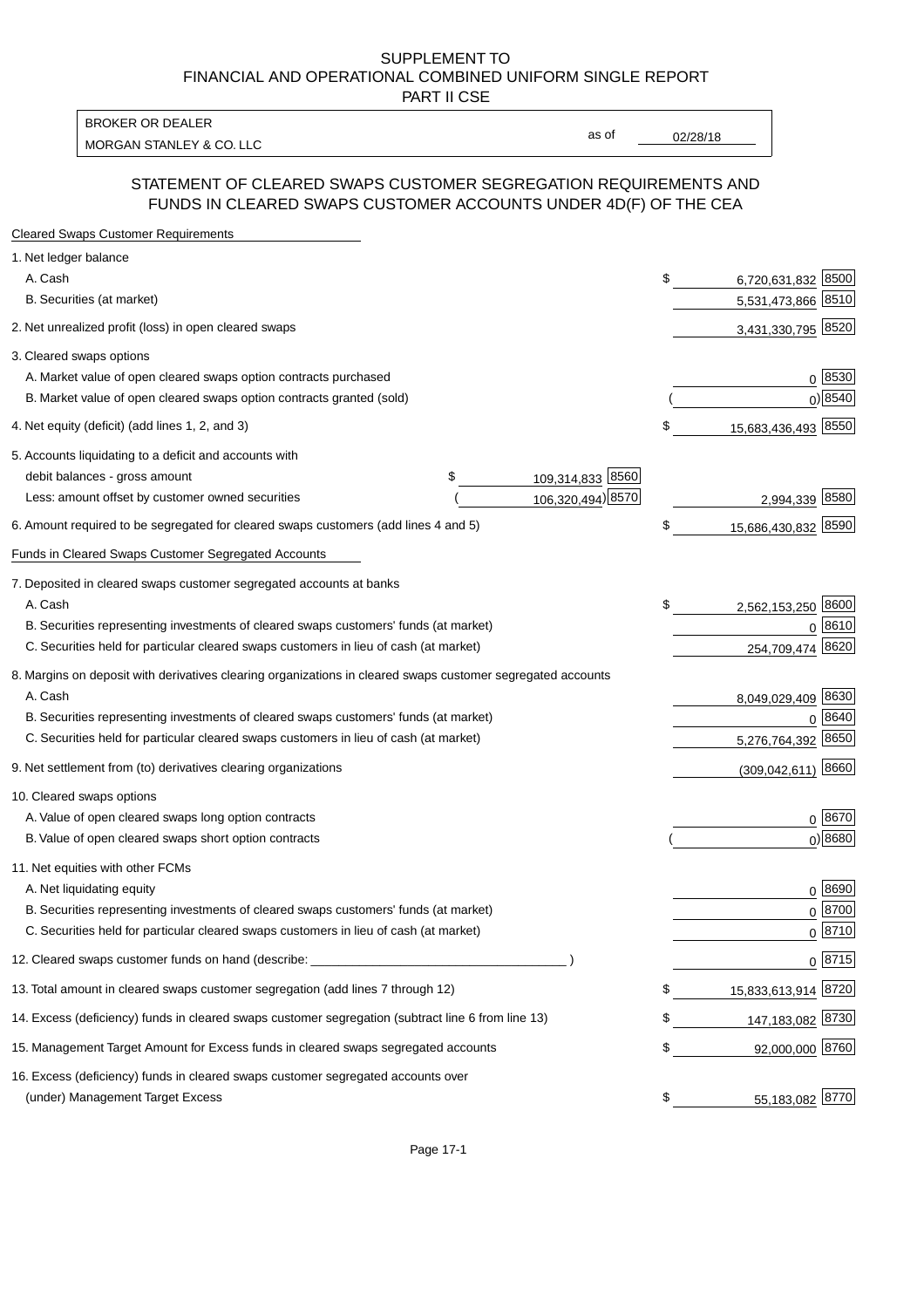SUPPLEMENT TO
FINANCIAL AND OPERATIONAL COMBINED UNIFORM SINGLE REPORT
PART II CSE

BROKER OR DEALER
MORGAN STANLEY & CO. LLC

as of 02/28/18

## STATEMENT OF CLEARED SWAPS CUSTOMER SEGREGATION REQUIREMENTS AND FUNDS IN CLEARED SWAPS CUSTOMER ACCOUNTS UNDER 4D(F) OF THE CEA

| | | | |
|---|---|---|---|
| **Cleared Swaps Customer Requirements** | | | |
| 1. Net ledger balance | | | |
| A. Cash | | $ 6,720,631,832 | 8500 |
| B. Securities (at market) | | 5,531,473,866 | 8510 |
| 2. Net unrealized profit (loss) in open cleared swaps | | 3,431,330,795 | 8520 |
| 3. Cleared swaps options | | | |
| A. Market value of open cleared swaps option contracts purchased | | 0 | 8530 |
| B. Market value of open cleared swaps option contracts granted (sold) | | ( 0) | 8540 |
| 4. Net equity (deficit) (add lines 1, 2, and 3) | | $ 15,683,436,493 | 8550 |
| 5. Accounts liquidating to a deficit and accounts with | | | |
| debit balances - gross amount | $ 109,314,833 [8560] | | |
| Less: amount offset by customer owned securities | ( 106,320,494) [8570] | 2,994,339 | 8580 |
| 6. Amount required to be segregated for cleared swaps customers (add lines 4 and 5) | | $ 15,686,430,832 | 8590 |
| **Funds in Cleared Swaps Customer Segregated Accounts** | | | |
| 7. Deposited in cleared swaps customer segregated accounts at banks | | | |
| A. Cash | | $ 2,562,153,250 | 8600 |
| B. Securities representing investments of cleared swaps customers' funds (at market) | | 0 | 8610 |
| C. Securities held for particular cleared swaps customers in lieu of cash (at market) | | 254,709,474 | 8620 |
| 8. Margins on deposit with derivatives clearing organizations in cleared swaps customer segregated accounts | | | |
| A. Cash | | 8,049,029,409 | 8630 |
| B. Securities representing investments of cleared swaps customers' funds (at market) | | 0 | 8640 |
| C. Securities held for particular cleared swaps customers in lieu of cash (at market) | | 5,276,764,392 | 8650 |
| 9. Net settlement from (to) derivatives clearing organizations | | (309,042,611) | 8660 |
| 10. Cleared swaps options | | | |
| A. Value of open cleared swaps long option contracts | | 0 | 8670 |
| B. Value of open cleared swaps short option contracts | | ( 0) | 8680 |
| 11. Net equities with other FCMs | | | |
| A. Net liquidating equity | | 0 | 8690 |
| B. Securities representing investments of cleared swaps customers' funds (at market) | | 0 | 8700 |
| C. Securities held for particular cleared swaps customers in lieu of cash (at market) | | 0 | 8710 |
| 12. Cleared swaps customer funds on hand (describe: ______ ) | | 0 | 8715 |
| 13. Total amount in cleared swaps customer segregation (add lines 7 through 12) | | $ 15,833,613,914 | 8720 |
| 14. Excess (deficiency) funds in cleared swaps customer segregation (subtract line 6 from line 13) | | $ 147,183,082 | 8730 |
| 15. Management Target Amount for Excess funds in cleared swaps segregated accounts | | $ 92,000,000 | 8760 |
| 16. Excess (deficiency) funds in cleared swaps customer segregated accounts over (under) Management Target Excess | | $ 55,183,082 | 8770 |